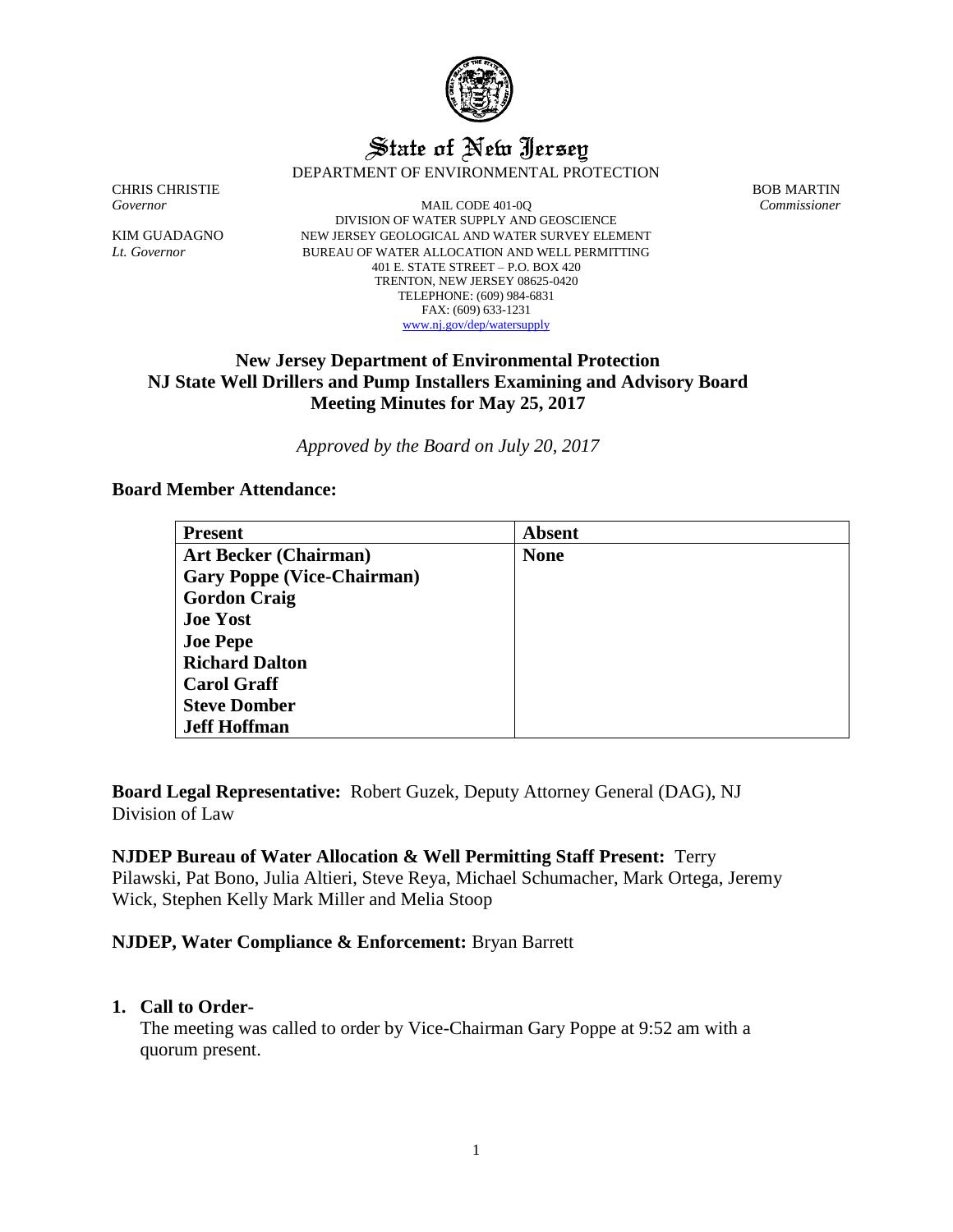# State of New Jersey

DEPARTMENT OF ENVIRONMENTAL PROTECTION

CHRIS CHRISTIE
*Governor*

KIM GUADAGNO
*Lt. Governor*

MAIL CODE 401-0Q
DIVISION OF WATER SUPPLY AND GEOSCIENCE
NEW JERSEY GEOLOGICAL AND WATER SURVEY ELEMENT
BUREAU OF WATER ALLOCATION AND WELL PERMITTING
401 E. STATE STREET – P.O. BOX 420
TRENTON, NEW JERSEY 08625-0420
TELEPHONE: (609) 984-6831
FAX: (609) 633-1231
www.nj.gov/dep/watersupply

BOB MARTIN
*Commissioner*

## New Jersey Department of Environmental Protection
## NJ State Well Drillers and Pump Installers Examining and Advisory Board
## Meeting Minutes for May 25, 2017

*Approved by the Board on July 20, 2017*

**Board Member Attendance:**

| Present | Absent |
|---|---|
| **Art Becker (Chairman)** | **None** |
| **Gary Poppe (Vice-Chairman)** | |
| **Gordon Craig** | |
| **Joe Yost** | |
| **Joe Pepe** | |
| **Richard Dalton** | |
| **Carol Graff** | |
| **Steve Domber** | |
| **Jeff Hoffman** | |

**Board Legal Representative:** Robert Guzek, Deputy Attorney General (DAG), NJ Division of Law

**NJDEP Bureau of Water Allocation & Well Permitting Staff Present:** Terry Pilawski, Pat Bono, Julia Altieri, Steve Reya, Michael Schumacher, Mark Ortega, Jeremy Wick, Stephen Kelly Mark Miller and Melia Stoop

**NJDEP, Water Compliance & Enforcement:** Bryan Barrett

1. **Call to Order-**
   The meeting was called to order by Vice-Chairman Gary Poppe at 9:52 am with a quorum present.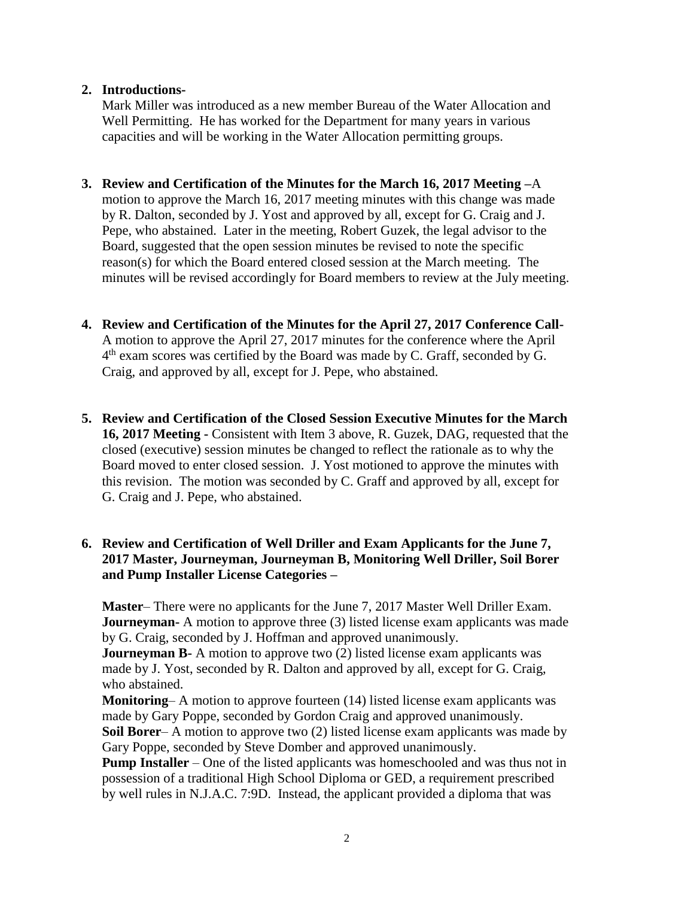2. **Introductions-**
   Mark Miller was introduced as a new member Bureau of the Water Allocation and Well Permitting. He has worked for the Department for many years in various capacities and will be working in the Water Allocation permitting groups.

3. **Review and Certification of the Minutes for the March 16, 2017 Meeting** –A motion to approve the March 16, 2017 meeting minutes with this change was made by R. Dalton, seconded by J. Yost and approved by all, except for G. Craig and J. Pepe, who abstained. Later in the meeting, Robert Guzek, the legal advisor to the Board, suggested that the open session minutes be revised to note the specific reason(s) for which the Board entered closed session at the March meeting. The minutes will be revised accordingly for Board members to review at the July meeting.

4. **Review and Certification of the Minutes for the April 27, 2017 Conference Call**-A motion to approve the April 27, 2017 minutes for the conference where the April 4th exam scores was certified by the Board was made by C. Graff, seconded by G. Craig, and approved by all, except for J. Pepe, who abstained.

5. **Review and Certification of the Closed Session Executive Minutes for the March 16, 2017 Meeting** - Consistent with Item 3 above, R. Guzek, DAG, requested that the closed (executive) session minutes be changed to reflect the rationale as to why the Board moved to enter closed session. J. Yost motioned to approve the minutes with this revision. The motion was seconded by C. Graff and approved by all, except for G. Craig and J. Pepe, who abstained.

6. **Review and Certification of Well Driller and Exam Applicants for the June 7, 2017 Master, Journeyman, Journeyman B, Monitoring Well Driller, Soil Borer and Pump Installer License Categories** –

   **Master**– There were no applicants for the June 7, 2017 Master Well Driller Exam.
   **Journeyman-** A motion to approve three (3) listed license exam applicants was made by G. Craig, seconded by J. Hoffman and approved unanimously.
   **Journeyman B-** A motion to approve two (2) listed license exam applicants was made by J. Yost, seconded by R. Dalton and approved by all, except for G. Craig, who abstained.
   **Monitoring**– A motion to approve fourteen (14) listed license exam applicants was made by Gary Poppe, seconded by Gordon Craig and approved unanimously.
   **Soil Borer**– A motion to approve two (2) listed license exam applicants was made by Gary Poppe, seconded by Steve Domber and approved unanimously.
   **Pump Installer** – One of the listed applicants was homeschooled and was thus not in possession of a traditional High School Diploma or GED, a requirement prescribed by well rules in N.J.A.C. 7:9D. Instead, the applicant provided a diploma that was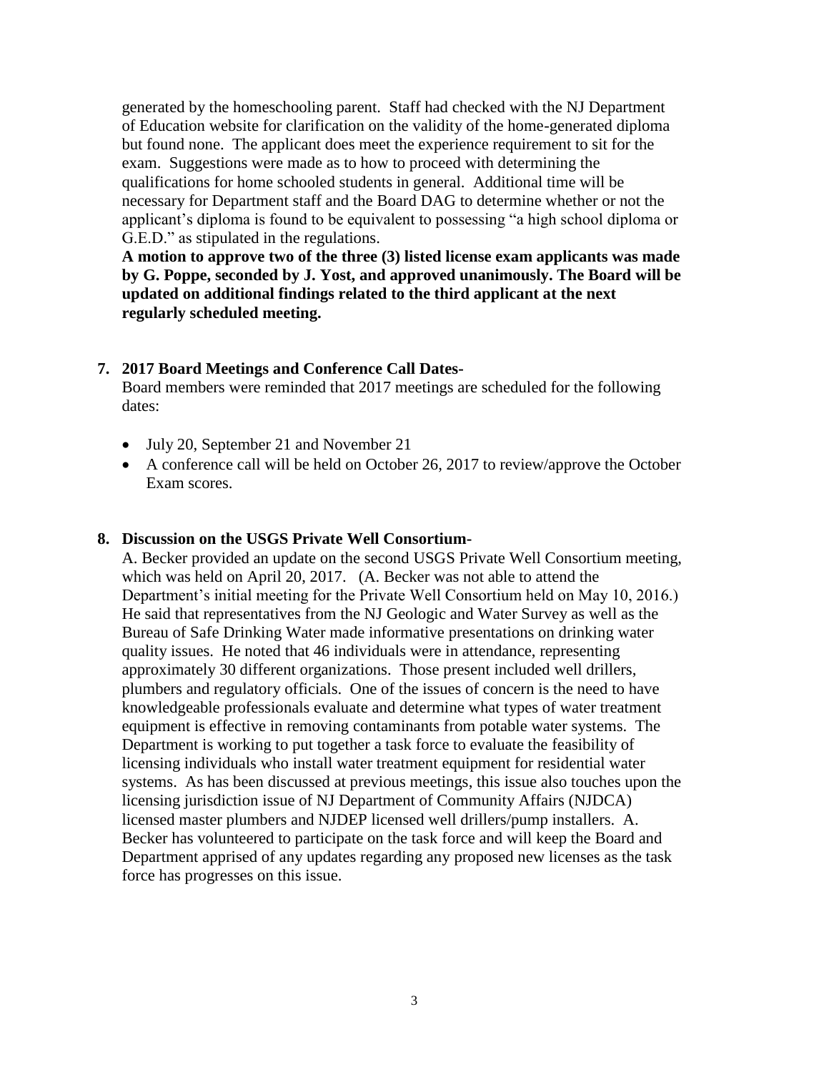generated by the homeschooling parent. Staff had checked with the NJ Department of Education website for clarification on the validity of the home-generated diploma but found none. The applicant does meet the experience requirement to sit for the exam. Suggestions were made as to how to proceed with determining the qualifications for home schooled students in general. Additional time will be necessary for Department staff and the Board DAG to determine whether or not the applicant's diploma is found to be equivalent to possessing "a high school diploma or G.E.D." as stipulated in the regulations.

**A motion to approve two of the three (3) listed license exam applicants was made by G. Poppe, seconded by J. Yost, and approved unanimously. The Board will be updated on additional findings related to the third applicant at the next regularly scheduled meeting.**

**7. 2017 Board Meetings and Conference Call Dates-**

Board members were reminded that 2017 meetings are scheduled for the following dates:

- July 20, September 21 and November 21
- A conference call will be held on October 26, 2017 to review/approve the October Exam scores.

**8. Discussion on the USGS Private Well Consortium-**

A. Becker provided an update on the second USGS Private Well Consortium meeting, which was held on April 20, 2017. (A. Becker was not able to attend the Department's initial meeting for the Private Well Consortium held on May 10, 2016.) He said that representatives from the NJ Geologic and Water Survey as well as the Bureau of Safe Drinking Water made informative presentations on drinking water quality issues. He noted that 46 individuals were in attendance, representing approximately 30 different organizations. Those present included well drillers, plumbers and regulatory officials. One of the issues of concern is the need to have knowledgeable professionals evaluate and determine what types of water treatment equipment is effective in removing contaminants from potable water systems. The Department is working to put together a task force to evaluate the feasibility of licensing individuals who install water treatment equipment for residential water systems. As has been discussed at previous meetings, this issue also touches upon the licensing jurisdiction issue of NJ Department of Community Affairs (NJDCA) licensed master plumbers and NJDEP licensed well drillers/pump installers. A. Becker has volunteered to participate on the task force and will keep the Board and Department apprised of any updates regarding any proposed new licenses as the task force has progresses on this issue.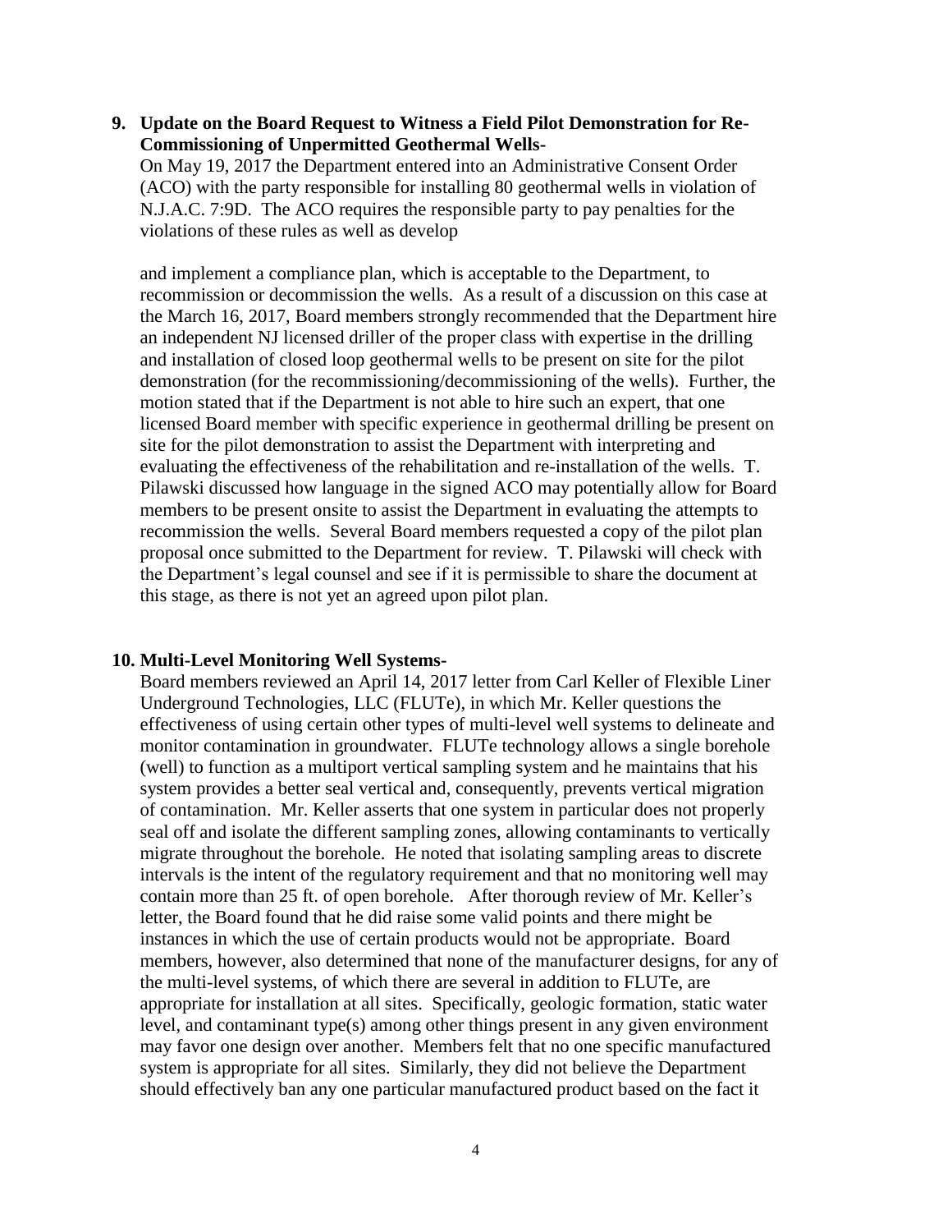**9. Update on the Board Request to Witness a Field Pilot Demonstration for Re-Commissioning of Unpermitted Geothermal Wells-**

On May 19, 2017 the Department entered into an Administrative Consent Order (ACO) with the party responsible for installing 80 geothermal wells in violation of N.J.A.C. 7:9D. The ACO requires the responsible party to pay penalties for the violations of these rules as well as develop

and implement a compliance plan, which is acceptable to the Department, to recommission or decommission the wells. As a result of a discussion on this case at the March 16, 2017, Board members strongly recommended that the Department hire an independent NJ licensed driller of the proper class with expertise in the drilling and installation of closed loop geothermal wells to be present on site for the pilot demonstration (for the recommissioning/decommissioning of the wells). Further, the motion stated that if the Department is not able to hire such an expert, that one licensed Board member with specific experience in geothermal drilling be present on site for the pilot demonstration to assist the Department with interpreting and evaluating the effectiveness of the rehabilitation and re-installation of the wells. T. Pilawski discussed how language in the signed ACO may potentially allow for Board members to be present onsite to assist the Department in evaluating the attempts to recommission the wells. Several Board members requested a copy of the pilot plan proposal once submitted to the Department for review. T. Pilawski will check with the Department's legal counsel and see if it is permissible to share the document at this stage, as there is not yet an agreed upon pilot plan.

**10. Multi-Level Monitoring Well Systems-**

Board members reviewed an April 14, 2017 letter from Carl Keller of Flexible Liner Underground Technologies, LLC (FLUTe), in which Mr. Keller questions the effectiveness of using certain other types of multi-level well systems to delineate and monitor contamination in groundwater. FLUTe technology allows a single borehole (well) to function as a multiport vertical sampling system and he maintains that his system provides a better seal vertical and, consequently, prevents vertical migration of contamination. Mr. Keller asserts that one system in particular does not properly seal off and isolate the different sampling zones, allowing contaminants to vertically migrate throughout the borehole. He noted that isolating sampling areas to discrete intervals is the intent of the regulatory requirement and that no monitoring well may contain more than 25 ft. of open borehole. After thorough review of Mr. Keller's letter, the Board found that he did raise some valid points and there might be instances in which the use of certain products would not be appropriate. Board members, however, also determined that none of the manufacturer designs, for any of the multi-level systems, of which there are several in addition to FLUTe, are appropriate for installation at all sites. Specifically, geologic formation, static water level, and contaminant type(s) among other things present in any given environment may favor one design over another. Members felt that no one specific manufactured system is appropriate for all sites. Similarly, they did not believe the Department should effectively ban any one particular manufactured product based on the fact it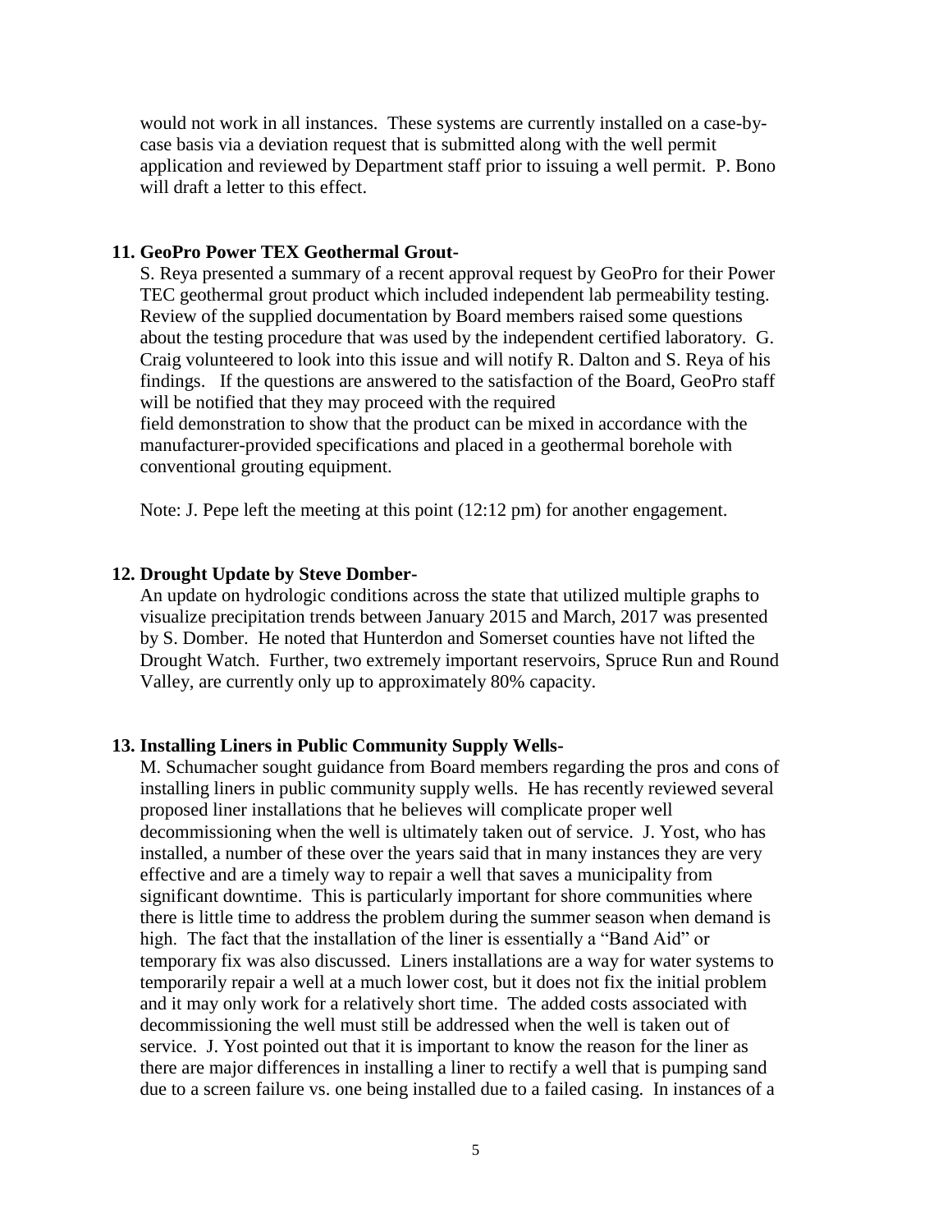would not work in all instances. These systems are currently installed on a case-by-case basis via a deviation request that is submitted along with the well permit application and reviewed by Department staff prior to issuing a well permit. P. Bono will draft a letter to this effect.

**11. GeoPro Power TEX Geothermal Grout-**

S. Reya presented a summary of a recent approval request by GeoPro for their Power TEC geothermal grout product which included independent lab permeability testing. Review of the supplied documentation by Board members raised some questions about the testing procedure that was used by the independent certified laboratory. G. Craig volunteered to look into this issue and will notify R. Dalton and S. Reya of his findings. If the questions are answered to the satisfaction of the Board, GeoPro staff will be notified that they may proceed with the required field demonstration to show that the product can be mixed in accordance with the manufacturer-provided specifications and placed in a geothermal borehole with conventional grouting equipment.

Note: J. Pepe left the meeting at this point (12:12 pm) for another engagement.

**12. Drought Update by Steve Domber-**

An update on hydrologic conditions across the state that utilized multiple graphs to visualize precipitation trends between January 2015 and March, 2017 was presented by S. Domber. He noted that Hunterdon and Somerset counties have not lifted the Drought Watch. Further, two extremely important reservoirs, Spruce Run and Round Valley, are currently only up to approximately 80% capacity.

**13. Installing Liners in Public Community Supply Wells-**

M. Schumacher sought guidance from Board members regarding the pros and cons of installing liners in public community supply wells. He has recently reviewed several proposed liner installations that he believes will complicate proper well decommissioning when the well is ultimately taken out of service. J. Yost, who has installed, a number of these over the years said that in many instances they are very effective and are a timely way to repair a well that saves a municipality from significant downtime. This is particularly important for shore communities where there is little time to address the problem during the summer season when demand is high. The fact that the installation of the liner is essentially a "Band Aid" or temporary fix was also discussed. Liners installations are a way for water systems to temporarily repair a well at a much lower cost, but it does not fix the initial problem and it may only work for a relatively short time. The added costs associated with decommissioning the well must still be addressed when the well is taken out of service. J. Yost pointed out that it is important to know the reason for the liner as there are major differences in installing a liner to rectify a well that is pumping sand due to a screen failure vs. one being installed due to a failed casing. In instances of a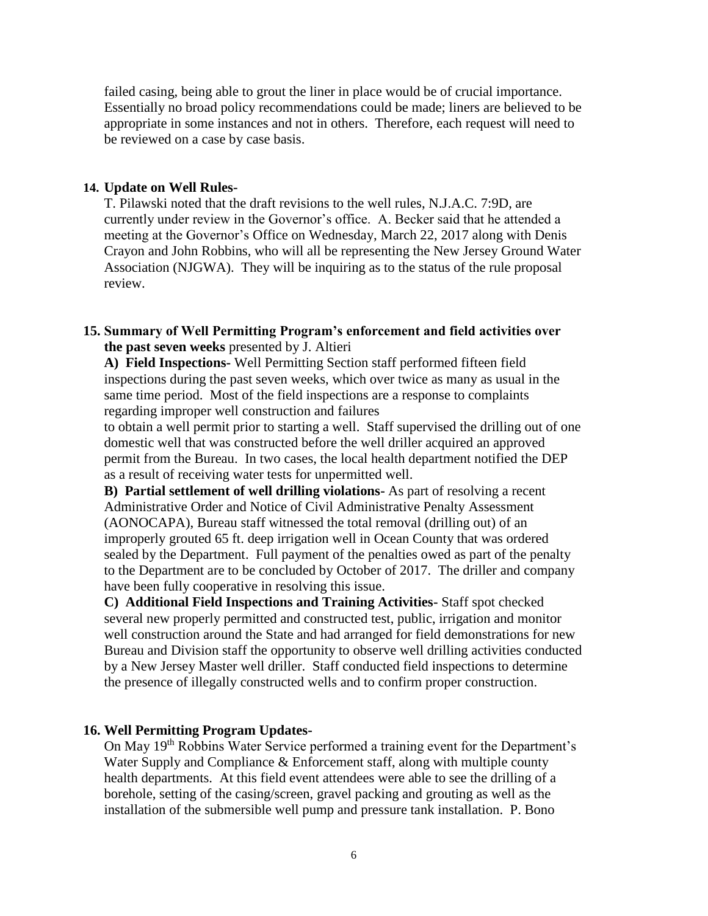failed casing, being able to grout the liner in place would be of crucial importance. Essentially no broad policy recommendations could be made; liners are believed to be appropriate in some instances and not in others. Therefore, each request will need to be reviewed on a case by case basis.

**14. Update on Well Rules-**

T. Pilawski noted that the draft revisions to the well rules, N.J.A.C. 7:9D, are currently under review in the Governor's office. A. Becker said that he attended a meeting at the Governor's Office on Wednesday, March 22, 2017 along with Denis Crayon and John Robbins, who will all be representing the New Jersey Ground Water Association (NJGWA). They will be inquiring as to the status of the rule proposal review.

**15. Summary of Well Permitting Program's enforcement and field activities over the past seven weeks** presented by J. Altieri

**A) Field Inspections-** Well Permitting Section staff performed fifteen field inspections during the past seven weeks, which over twice as many as usual in the same time period. Most of the field inspections are a response to complaints regarding improper well construction and failures to obtain a well permit prior to starting a well. Staff supervised the drilling out of one domestic well that was constructed before the well driller acquired an approved permit from the Bureau. In two cases, the local health department notified the DEP as a result of receiving water tests for unpermitted well.

**B) Partial settlement of well drilling violations-** As part of resolving a recent Administrative Order and Notice of Civil Administrative Penalty Assessment (AONOCAPA), Bureau staff witnessed the total removal (drilling out) of an improperly grouted 65 ft. deep irrigation well in Ocean County that was ordered sealed by the Department. Full payment of the penalties owed as part of the penalty to the Department are to be concluded by October of 2017. The driller and company have been fully cooperative in resolving this issue.

**C) Additional Field Inspections and Training Activities-** Staff spot checked several new properly permitted and constructed test, public, irrigation and monitor well construction around the State and had arranged for field demonstrations for new Bureau and Division staff the opportunity to observe well drilling activities conducted by a New Jersey Master well driller. Staff conducted field inspections to determine the presence of illegally constructed wells and to confirm proper construction.

**16. Well Permitting Program Updates-**

On May 19th Robbins Water Service performed a training event for the Department's Water Supply and Compliance & Enforcement staff, along with multiple county health departments. At this field event attendees were able to see the drilling of a borehole, setting of the casing/screen, gravel packing and grouting as well as the installation of the submersible well pump and pressure tank installation. P. Bono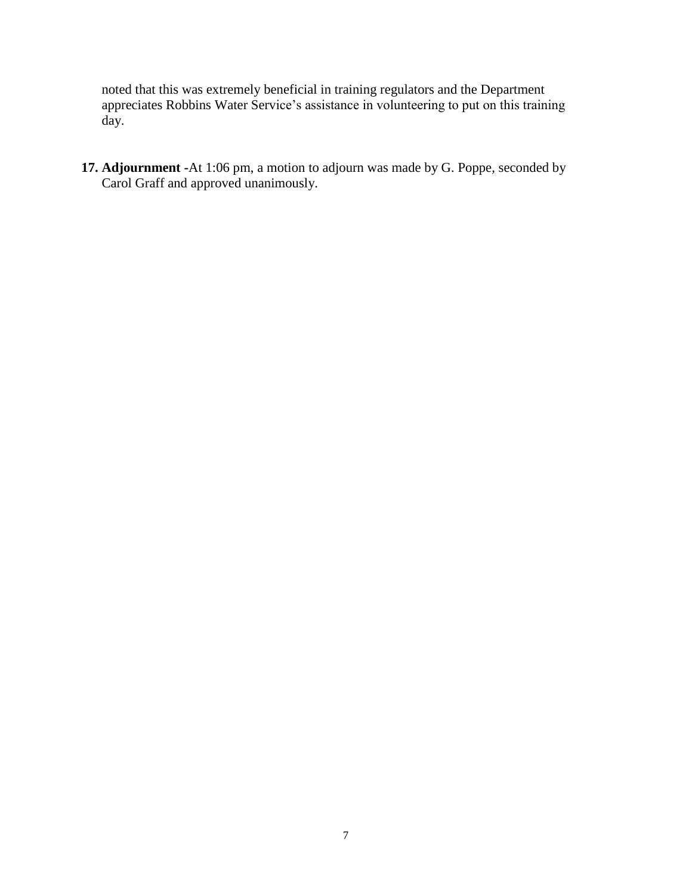noted that this was extremely beneficial in training regulators and the Department appreciates Robbins Water Service's assistance in volunteering to put on this training day.

17. **Adjournment** -At 1:06 pm, a motion to adjourn was made by G. Poppe, seconded by Carol Graff and approved unanimously.